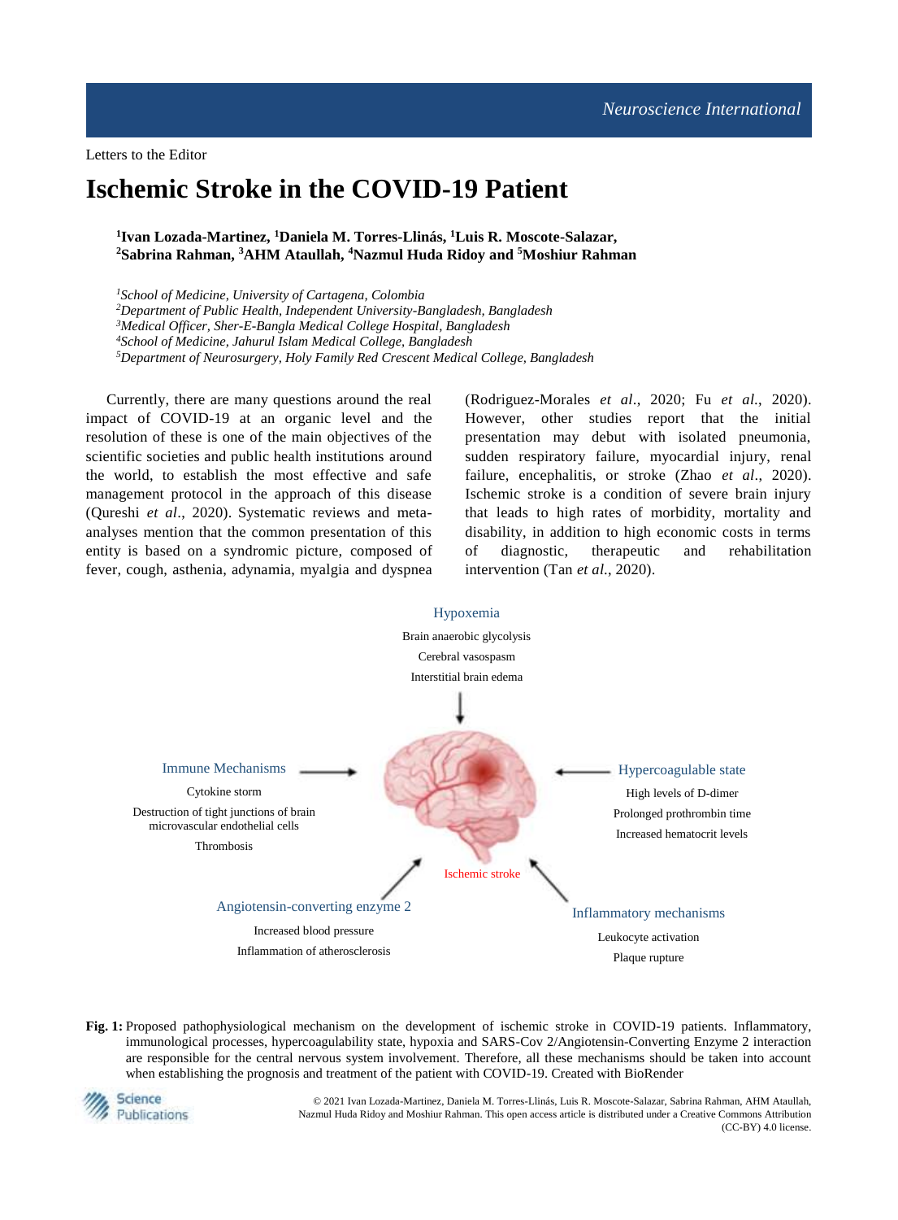Letters to the Editor

# Ischemic Stroke in the COVID-19 Patient

**[1]Ivan Lozada-Martinez, [1]Daniela M. Torres-Llinás, [1]Luis R. Moscote-Salazar, [2]Sabrina Rahman, [3]AHM Ataullah, [4]Nazmul Huda Ridoy and [5]Moshiur Rahman**

*[1]School of Medicine, University of Cartagena, Colombia*
*[2]Department of Public Health, Independent University-Bangladesh, Bangladesh*
*[3]Medical Officer, Sher-E-Bangla Medical College Hospital, Bangladesh*
*[4]School of Medicine, Jahurul Islam Medical College, Bangladesh*
*[5]Department of Neurosurgery, Holy Family Red Crescent Medical College, Bangladesh*

Currently, there are many questions around the real impact of COVID-19 at an organic level and the resolution of these is one of the main objectives of the scientific societies and public health institutions around the world, to establish the most effective and safe management protocol in the approach of this disease (Qureshi *et al*., 2020). Systematic reviews and meta-analyses mention that the common presentation of this entity is based on a syndromic picture, composed of fever, cough, asthenia, adynamia, myalgia and dyspnea (Rodriguez-Morales *et al*., 2020; Fu *et al*., 2020). However, other studies report that the initial presentation may debut with isolated pneumonia, sudden respiratory failure, myocardial injury, renal failure, encephalitis, or stroke (Zhao *et al*., 2020). Ischemic stroke is a condition of severe brain injury that leads to high rates of morbidity, mortality and disability, in addition to high economic costs in terms of diagnostic, therapeutic and rehabilitation intervention (Tan *et al*., 2020).

Hypoxemia
Brain anaerobic glycolysis
Cerebral vasospasm
Interstitial brain edema

Immune Mechanisms
Cytokine storm
Destruction of tight junctions of brain microvascular endothelial cells
Thrombosis

Hypercoagulable state
High levels of D-dimer
Prolonged prothrombin time
Increased hematocrit levels

Ischemic stroke

Angiotensin-converting enzyme 2
Increased blood pressure
Inflammation of atherosclerosis

Inflammatory mechanisms
Leukocyte activation
Plaque rupture

**Fig. 1:** Proposed pathophysiological mechanism on the development of ischemic stroke in COVID-19 patients. Inflammatory, immunological processes, hypercoagulability state, hypoxia and SARS-Cov 2/Angiotensin-Converting Enzyme 2 interaction are responsible for the central nervous system involvement. Therefore, all these mechanisms should be taken into account when establishing the prognosis and treatment of the patient with COVID-19. Created with BioRender

© 2021 Ivan Lozada-Martinez, Daniela M. Torres-Llinás, Luis R. Moscote-Salazar, Sabrina Rahman, AHM Ataullah, Nazmul Huda Ridoy and Moshiur Rahman. This open access article is distributed under a Creative Commons Attribution (CC-BY) 4.0 license.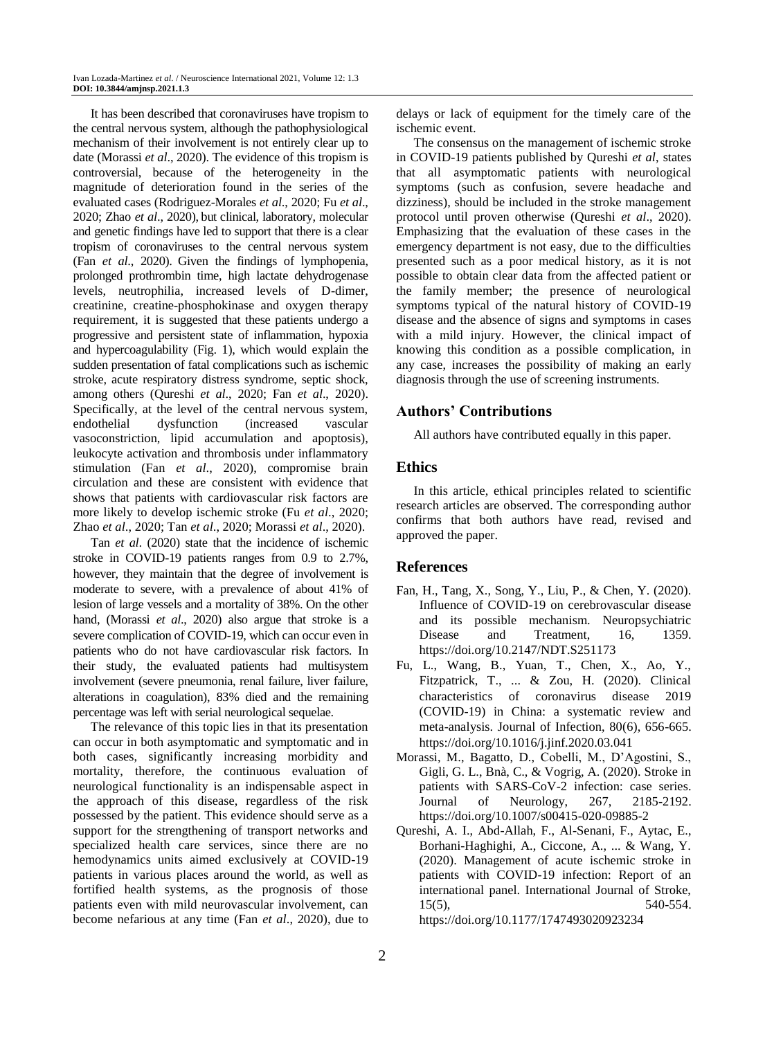It has been described that coronaviruses have tropism to the central nervous system, although the pathophysiological mechanism of their involvement is not entirely clear up to date (Morassi *et al*., 2020). The evidence of this tropism is controversial, because of the heterogeneity in the magnitude of deterioration found in the series of the evaluated cases (Rodriguez-Morales *et al*., 2020; Fu *et al*., 2020; Zhao *et al*., 2020), but clinical, laboratory, molecular and genetic findings have led to support that there is a clear tropism of coronaviruses to the central nervous system (Fan *et al*., 2020). Given the findings of lymphopenia, prolonged prothrombin time, high lactate dehydrogenase levels, neutrophilia, increased levels of D-dimer, creatinine, creatine-phosphokinase and oxygen therapy requirement, it is suggested that these patients undergo a progressive and persistent state of inflammation, hypoxia and hypercoagulability (Fig. 1), which would explain the sudden presentation of fatal complications such as ischemic stroke, acute respiratory distress syndrome, septic shock, among others (Qureshi *et al*., 2020; Fan *et al*., 2020). Specifically, at the level of the central nervous system, endothelial dysfunction (increased vascular vasoconstriction, lipid accumulation and apoptosis), leukocyte activation and thrombosis under inflammatory stimulation (Fan *et al*., 2020), compromise brain circulation and these are consistent with evidence that shows that patients with cardiovascular risk factors are more likely to develop ischemic stroke (Fu *et al*., 2020; Zhao *et al*., 2020; Tan *et al*., 2020; Morassi *et al*., 2020).

Tan *et al*. (2020) state that the incidence of ischemic stroke in COVID-19 patients ranges from 0.9 to 2.7%, however, they maintain that the degree of involvement is moderate to severe, with a prevalence of about 41% of lesion of large vessels and a mortality of 38%. On the other hand, (Morassi *et al*., 2020) also argue that stroke is a severe complication of COVID-19, which can occur even in patients who do not have cardiovascular risk factors. In their study, the evaluated patients had multisystem involvement (severe pneumonia, renal failure, liver failure, alterations in coagulation), 83% died and the remaining percentage was left with serial neurological sequelae.

The relevance of this topic lies in that its presentation can occur in both asymptomatic and symptomatic and in both cases, significantly increasing morbidity and mortality, therefore, the continuous evaluation of neurological functionality is an indispensable aspect in the approach of this disease, regardless of the risk possessed by the patient. This evidence should serve as a support for the strengthening of transport networks and specialized health care services, since there are no hemodynamics units aimed exclusively at COVID-19 patients in various places around the world, as well as fortified health systems, as the prognosis of those patients even with mild neurovascular involvement, can become nefarious at any time (Fan *et al*., 2020), due to delays or lack of equipment for the timely care of the ischemic event.

The consensus on the management of ischemic stroke in COVID-19 patients published by Qureshi *et al*, states that all asymptomatic patients with neurological symptoms (such as confusion, severe headache and dizziness), should be included in the stroke management protocol until proven otherwise (Qureshi *et al*., 2020). Emphasizing that the evaluation of these cases in the emergency department is not easy, due to the difficulties presented such as a poor medical history, as it is not possible to obtain clear data from the affected patient or the family member; the presence of neurological symptoms typical of the natural history of COVID-19 disease and the absence of signs and symptoms in cases with a mild injury. However, the clinical impact of knowing this condition as a possible complication, in any case, increases the possibility of making an early diagnosis through the use of screening instruments.

## Authors' Contributions

All authors have contributed equally in this paper.

## Ethics

In this article, ethical principles related to scientific research articles are observed. The corresponding author confirms that both authors have read, revised and approved the paper.

## References

Fan, H., Tang, X., Song, Y., Liu, P., & Chen, Y. (2020). Influence of COVID-19 on cerebrovascular disease and its possible mechanism. Neuropsychiatric Disease and Treatment, 16, 1359. https://doi.org/10.2147/NDT.S251173

Fu, L., Wang, B., Yuan, T., Chen, X., Ao, Y., Fitzpatrick, T., ... & Zou, H. (2020). Clinical characteristics of coronavirus disease 2019 (COVID-19) in China: a systematic review and meta-analysis. Journal of Infection, 80(6), 656-665. https://doi.org/10.1016/j.jinf.2020.03.041

Morassi, M., Bagatto, D., Cobelli, M., D'Agostini, S., Gigli, G. L., Bnà, C., & Vogrig, A. (2020). Stroke in patients with SARS-CoV-2 infection: case series. Journal of Neurology, 267, 2185-2192. https://doi.org/10.1007/s00415-020-09885-2

Qureshi, A. I., Abd-Allah, F., Al-Senani, F., Aytac, E., Borhani-Haghighi, A., Ciccone, A., ... & Wang, Y. (2020). Management of acute ischemic stroke in patients with COVID-19 infection: Report of an international panel. International Journal of Stroke, 15(5), 540-554. https://doi.org/10.1177/1747493020923234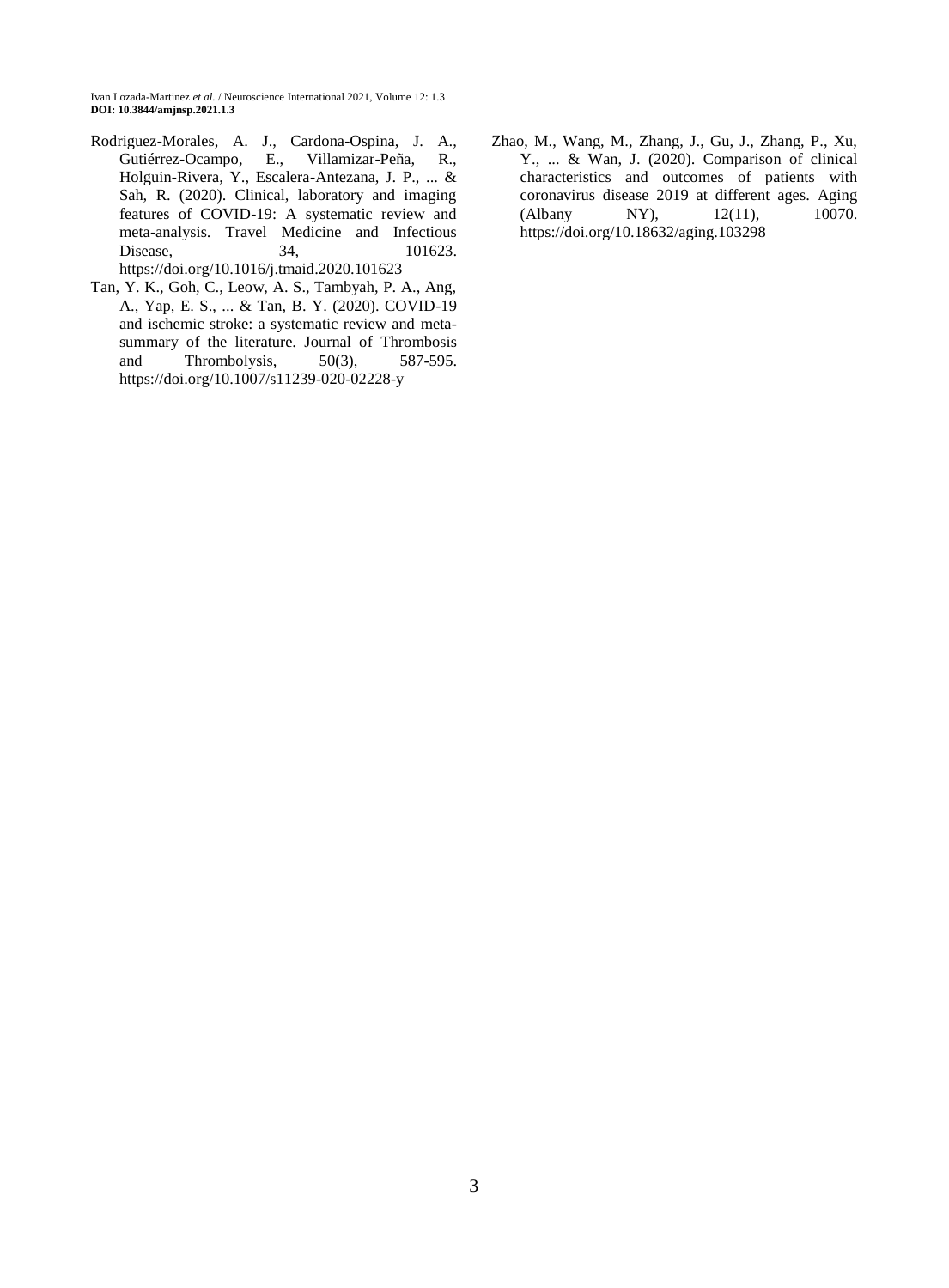Rodriguez-Morales, A. J., Cardona-Ospina, J. A., Gutiérrez-Ocampo, E., Villamizar-Peña, R., Holguin-Rivera, Y., Escalera-Antezana, J. P., ... & Sah, R. (2020). Clinical, laboratory and imaging features of COVID-19: A systematic review and meta-analysis. Travel Medicine and Infectious Disease, 34, 101623. https://doi.org/10.1016/j.tmaid.2020.101623

Tan, Y. K., Goh, C., Leow, A. S., Tambyah, P. A., Ang, A., Yap, E. S., ... & Tan, B. Y. (2020). COVID-19 and ischemic stroke: a systematic review and meta-summary of the literature. Journal of Thrombosis and Thrombolysis, 50(3), 587-595. https://doi.org/10.1007/s11239-020-02228-y

Zhao, M., Wang, M., Zhang, J., Gu, J., Zhang, P., Xu, Y., ... & Wan, J. (2020). Comparison of clinical characteristics and outcomes of patients with coronavirus disease 2019 at different ages. Aging (Albany NY), 12(11), 10070. https://doi.org/10.18632/aging.103298